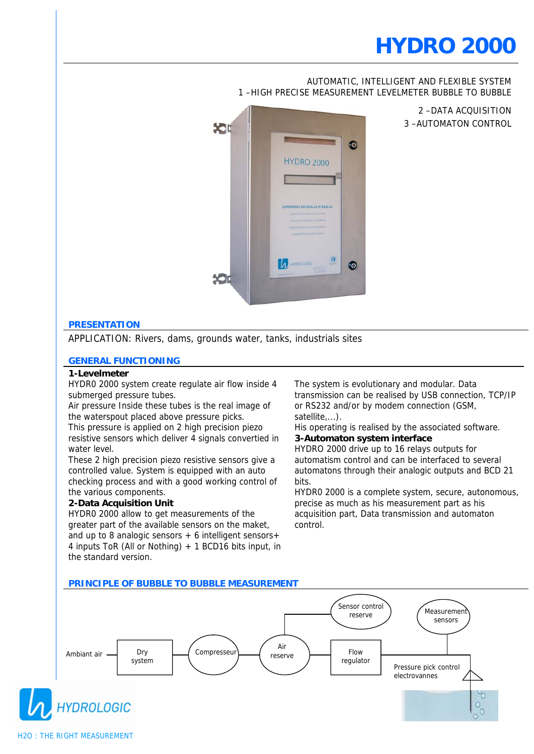# HYDRO 2000

AUTOMATIC, INTELLIGENT AND FLEXIBLE SYSTEM
1 –HIGH PRECISE MEASUREMENT LEVELMETER BUBBLE TO BUBBLE
2 –DATA ACQUISITION
3 –AUTOMATON CONTROL

## PRESENTATION

APPLICATION: Rivers, dams, grounds water, tanks, industrials sites

## GENERAL FUNCTIONING

**1-Levelmeter**

HYDR0 2000 system create regulate air flow inside 4 submerged pressure tubes.
Air pressure Inside these tubes is the real image of the waterspout placed above pressure picks.
This pressure is applied on 2 high precision piezo resistive sensors which deliver 4 signals convertied in water level.
These 2 high precision piezo resistive sensors give a controlled value. System is equipped with an auto checking process and with a good working control of the various components.

**2-Data Acquisition Unit**

HYDR0 2000 allow to get measurements of the greater part of the available sensors on the maket, and up to 8 analogic sensors + 6 intelligent sensors+ 4 inputs ToR (All or Nothing) + 1 BCD16 bits input, in the standard version.

The system is evolutionary and modular. Data transmission can be realised by USB connection, TCP/IP or RS232 and/or by modem connection (GSM, satellite,…).
His operating is realised by the associated software.

**3-Automaton system interface**

HYDRO 2000 drive up to 16 relays outputs for automatism control and can be interfaced to several automatons through their analogic outputs and BCD 21 bits.
HYDR0 2000 is a complete system, secure, autonomous, precise as much as his measurement part as his acquisition part, Data transmission and automaton control.

## PRINCIPLE OF BUBBLE TO BUBBLE MEASUREMENT

Ambiant air → Dry system → Compresseur → Air reserve → Flow regulator → Pressure pick control electrovannes

Sensor control reserve

Measurement sensors

HYDROLOGIC

H2O : THE RIGHT MEASUREMENT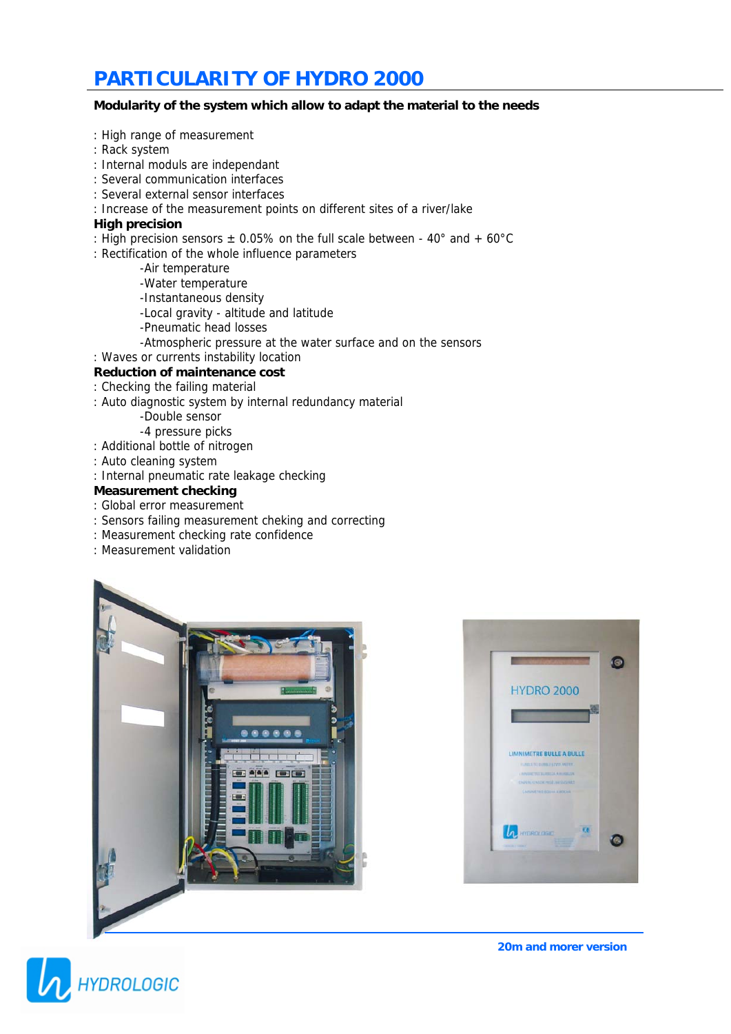# PARTICULARITY OF HYDRO 2000

**Modularity of the system which allow to adapt the material to the needs**

: High range of measurement
: Rack system
: Internal moduls are independant
: Several communication interfaces
: Several external sensor interfaces
: Increase of the measurement points on different sites of a river/lake

**High precision**

: High precision sensors ± 0.05% on the full scale between - 40° and + 60°C
: Rectification of the whole influence parameters

- -Air temperature
- -Water temperature
- -Instantaneous density
- -Local gravity - altitude and latitude
- -Pneumatic head losses
- -Atmospheric pressure at the water surface and on the sensors

: Waves or currents instability location

**Reduction of maintenance cost**

: Checking the failing material
: Auto diagnostic system by internal redundancy material

- -Double sensor
- -4 pressure picks

: Additional bottle of nitrogen
: Auto cleaning system
: Internal pneumatic rate leakage checking

**Measurement checking**

: Global error measurement
: Sensors failing measurement cheking and correcting
: Measurement checking rate confidence
: Measurement validation

**20m and morer version**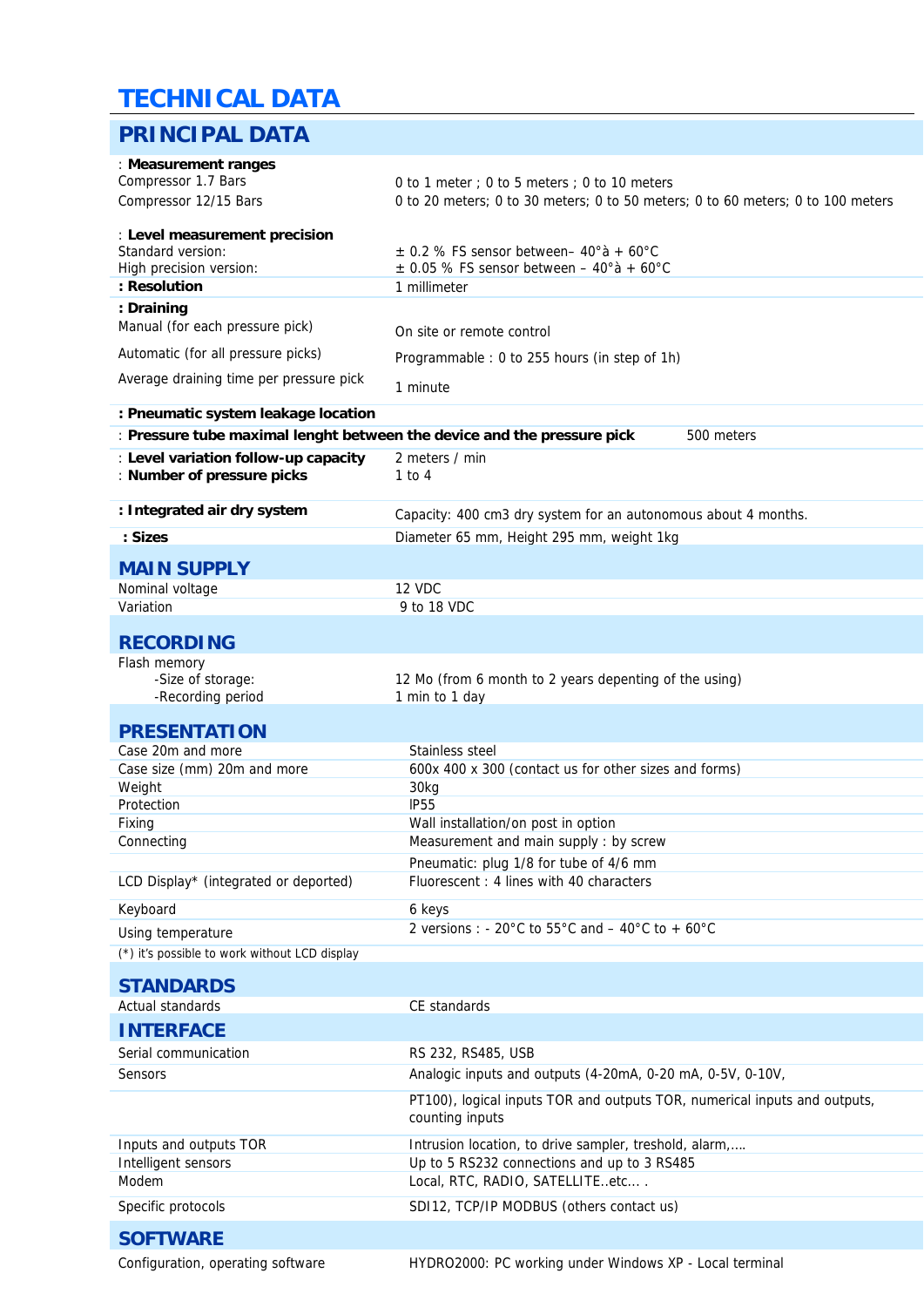# TECHNICAL DATA

## PRINCIPAL DATA

| | |
|---|---|
| : **Measurement ranges** | |
| Compressor 1.7 Bars | 0 to 1 meter ; 0 to 5 meters ; 0 to 10 meters |
| Compressor 12/15 Bars | 0 to 20 meters; 0 to 30 meters; 0 to 50 meters; 0 to 60 meters; 0 to 100 meters |
| : **Level measurement precision** | |
| Standard version: | ± 0.2 % FS sensor between– 40°à + 60°C |
| High precision version: | ± 0.05 % FS sensor between – 40°à + 60°C |
| **: Resolution** | 1 millimeter |
| **: Draining** | |
| Manual (for each pressure pick) | On site or remote control |
| Automatic (for all pressure picks) | Programmable : 0 to 255 hours (in step of 1h) |
| Average draining time per pressure pick | 1 minute |
| **: Pneumatic system leakage location** | |
| : **Pressure tube maximal lenght between the device and the pressure pick** | 500 meters |
| : **Level variation follow-up capacity** | 2 meters / min |
| : **Number of pressure picks** | 1 to 4 |
| **: Integrated air dry system** | Capacity: 400 cm3 dry system for an autonomous about 4 months. |
| **: Sizes** | Diameter 65 mm, Height 295 mm, weight 1kg |

## MAIN SUPPLY

| | |
|---|---|
| Nominal voltage | 12 VDC |
| Variation | 9 to 18 VDC |

## RECORDING

| | |
|---|---|
| Flash memory | |
| -Size of storage: | 12 Mo (from 6 month to 2 years depenting of the using) |
| -Recording period | 1 min to 1 day |

## PRESENTATION

| | |
|---|---|
| Case 20m and more | Stainless steel |
| Case size (mm) 20m and more | 600x 400 x 300 (contact us for other sizes and forms) |
| Weight | 30kg |
| Protection | IP55 |
| Fixing | Wall installation/on post in option |
| Connecting | Measurement and main supply : by screw |
| | Pneumatic: plug 1/8 for tube of 4/6 mm |
| LCD Display* (integrated or deported) | Fluorescent : 4 lines with 40 characters |
| Keyboard | 6 keys |
| Using temperature | 2 versions : - 20°C to 55°C and – 40°C to + 60°C |

(*) it's possible to work without LCD display

## STANDARDS

| | |
|---|---|
| Actual standards | CE standards |

## INTERFACE

| | |
|---|---|
| Serial communication | RS 232, RS485, USB |
| Sensors | Analogic inputs and outputs (4-20mA, 0-20 mA, 0-5V, 0-10V, |
| | PT100), logical inputs TOR and outputs TOR, numerical inputs and outputs, counting inputs |
| Inputs and outputs TOR | Intrusion location, to drive sampler, treshold, alarm,…. |
| Intelligent sensors | Up to 5 RS232 connections and up to 3 RS485 |
| Modem | Local, RTC, RADIO, SATELLITE..etc... . |
| Specific protocols | SDI12, TCP/IP MODBUS (others contact us) |

## SOFTWARE

| | |
|---|---|
| Configuration, operating software | HYDRO2000: PC working under Windows XP - Local terminal |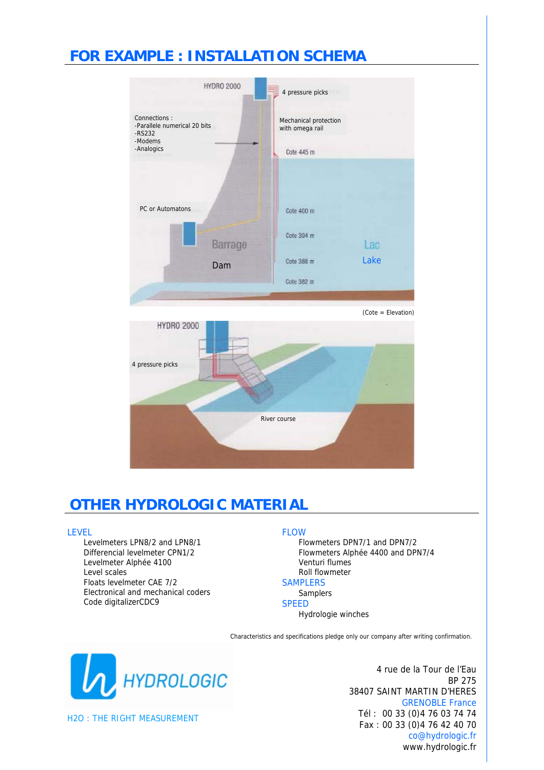# FOR EXAMPLE : INSTALLATION SCHEMA

HYDRO 2000

4 pressure picks

Connections :
-Parallele numerical 20 bits
-RS232
-Modems
-Analogics

Mechanical protection with omega rail

Cote 445 m

PC or Automatons

Cote 400 m

Cote 394 m

Barrage

Dam

Lac

Lake

Cote 388 m

Cote 382 m

(Cote = Elevation)

HYDRO 2000

4 pressure picks

River course

# OTHER HYDROLOGIC MATERIAL

**LEVEL**
- Levelmeters LPN8/2 and LPN8/1
- Differencial levelmeter CPN1/2
- Levelmeter Alphée 4100
- Level scales
- Floats levelmeter CAE 7/2
- Electronical and mechanical coders
- Code digitalizerCDC9

**FLOW**
- Flowmeters DPN7/1 and DPN7/2
- Flowmeters Alphée 4400 and DPN7/4
- Venturi flumes
- Roll flowmeter

**SAMPLERS**
- Samplers

**SPEED**
- Hydrologie winches

Characteristics and specifications pledge only our company after writing confirmation.

HYDROLOGIC

H2O : THE RIGHT MEASUREMENT

4 rue de la Tour de l'Eau
BP 275
38407 SAINT MARTIN D'HERES
GRENOBLE France
Tél : 00 33 (0)4 76 03 74 74
Fax : 00 33 (0)4 76 42 40 70
co@hydrologic.fr
www.hydrologic.fr